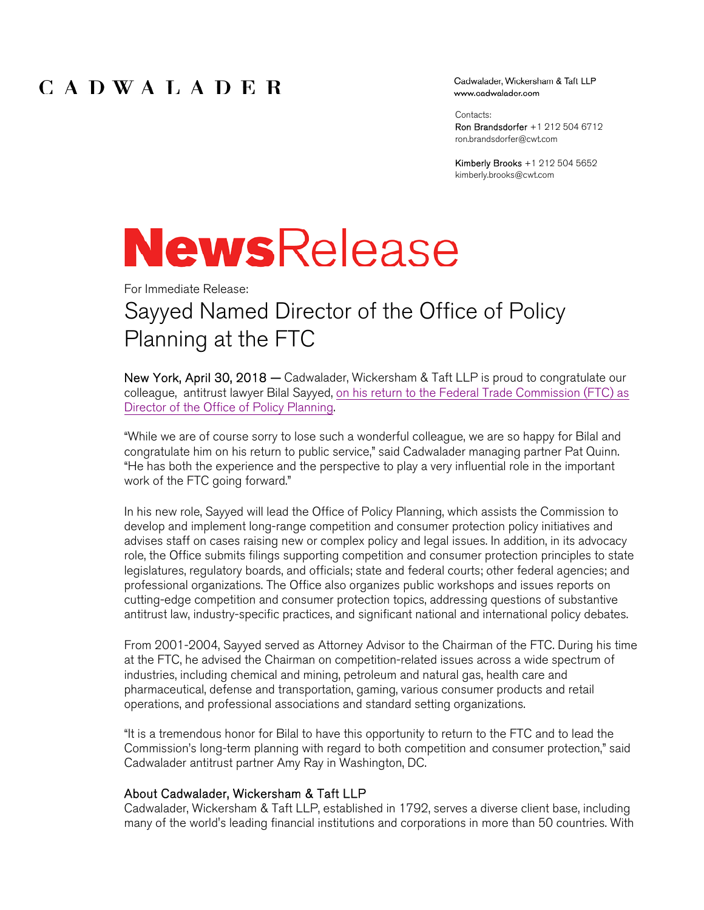CADWALADER

Cadwalader, Wickersham & Taft LLP
www.cadwalader.com

Contacts:
Ron Brandsdorfer +1 212 504 6712
ron.brandsdorfer@cwt.com

Kimberly Brooks +1 212 504 5652
kimberly.brooks@cwt.com

# NewsRelease

For Immediate Release:

## Sayyed Named Director of the Office of Policy Planning at the FTC

New York, April 30, 2018 — Cadwalader, Wickersham & Taft LLP is proud to congratulate our colleague, antitrust lawyer Bilal Sayyed, on his return to the Federal Trade Commission (FTC) as Director of the Office of Policy Planning.

“While we are of course sorry to lose such a wonderful colleague, we are so happy for Bilal and congratulate him on his return to public service,” said Cadwalader managing partner Pat Quinn. “He has both the experience and the perspective to play a very influential role in the important work of the FTC going forward.”

In his new role, Sayyed will lead the Office of Policy Planning, which assists the Commission to develop and implement long-range competition and consumer protection policy initiatives and advises staff on cases raising new or complex policy and legal issues. In addition, in its advocacy role, the Office submits filings supporting competition and consumer protection principles to state legislatures, regulatory boards, and officials; state and federal courts; other federal agencies; and professional organizations. The Office also organizes public workshops and issues reports on cutting-edge competition and consumer protection topics, addressing questions of substantive antitrust law, industry-specific practices, and significant national and international policy debates.

From 2001-2004, Sayyed served as Attorney Advisor to the Chairman of the FTC. During his time at the FTC, he advised the Chairman on competition-related issues across a wide spectrum of industries, including chemical and mining, petroleum and natural gas, health care and pharmaceutical, defense and transportation, gaming, various consumer products and retail operations, and professional associations and standard setting organizations.

“It is a tremendous honor for Bilal to have this opportunity to return to the FTC and to lead the Commission's long-term planning with regard to both competition and consumer protection,” said Cadwalader antitrust partner Amy Ray in Washington, DC.

### About Cadwalader, Wickersham & Taft LLP

Cadwalader, Wickersham & Taft LLP, established in 1792, serves a diverse client base, including many of the world's leading financial institutions and corporations in more than 50 countries. With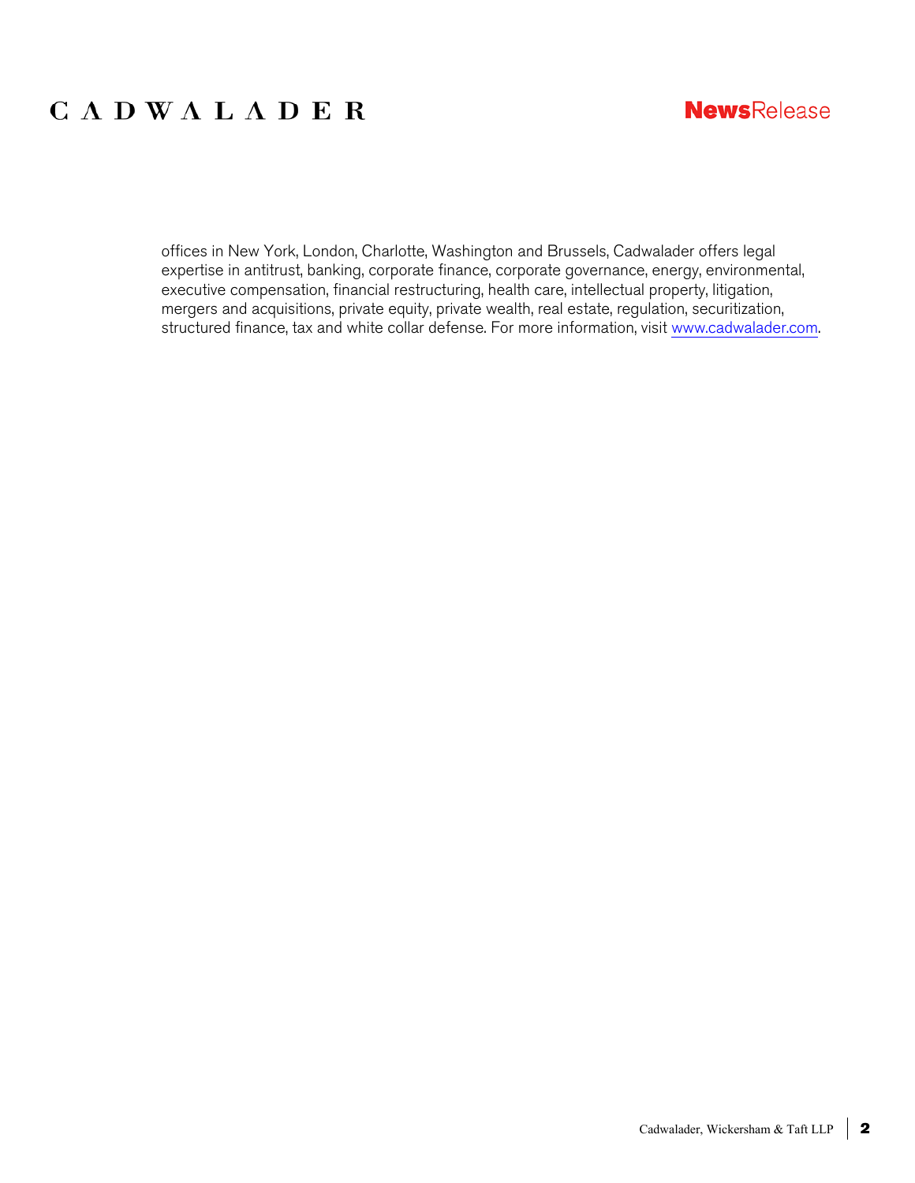offices in New York, London, Charlotte, Washington and Brussels, Cadwalader offers legal expertise in antitrust, banking, corporate finance, corporate governance, energy, environmental, executive compensation, financial restructuring, health care, intellectual property, litigation, mergers and acquisitions, private equity, private wealth, real estate, regulation, securitization, structured finance, tax and white collar defense. For more information, visit www.cadwalader.com.